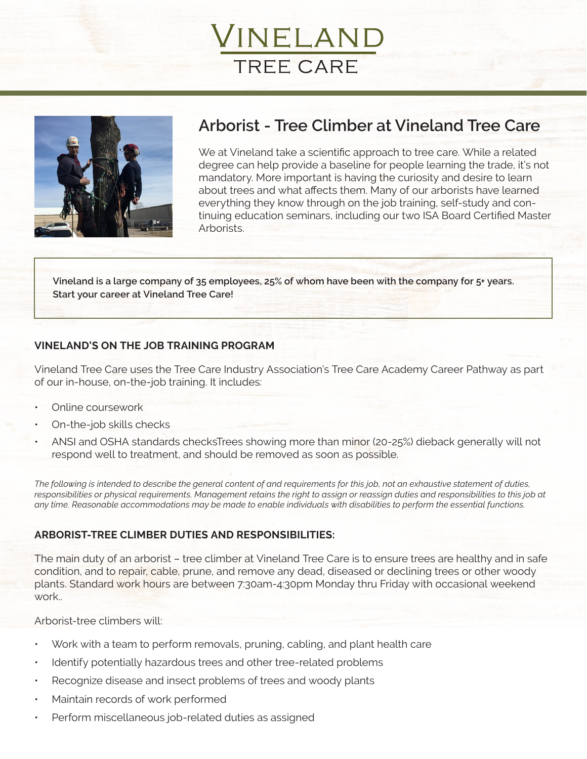# VINELAND TREE CARE

## Arborist - Tree Climber at Vineland Tree Care

We at Vineland take a scientific approach to tree care. While a related degree can help provide a baseline for people learning the trade, it's not mandatory. More important is having the curiosity and desire to learn about trees and what affects them. Many of our arborists have learned everything they know through on the job training, self-study and continuing education seminars, including our two ISA Board Certified Master Arborists.

**Vineland is a large company of 35 employees, 25% of whom have been with the company for 5+ years. Start your career at Vineland Tree Care!**

### VINELAND'S ON THE JOB TRAINING PROGRAM

Vineland Tree Care uses the Tree Care Industry Association's Tree Care Academy Career Pathway as part of our in-house, on-the-job training. It includes:

- Online coursework
- On-the-job skills checks
- ANSI and OSHA standards checksTrees showing more than minor (20-25%) dieback generally will not respond well to treatment, and should be removed as soon as possible.

*The following is intended to describe the general content of and requirements for this job, not an exhaustive statement of duties, responsibilities or physical requirements. Management retains the right to assign or reassign duties and responsibilities to this job at any time. Reasonable accommodations may be made to enable individuals with disabilities to perform the essential functions.*

### ARBORIST-TREE CLIMBER DUTIES AND RESPONSIBILITIES:

The main duty of an arborist – tree climber at Vineland Tree Care is to ensure trees are healthy and in safe condition, and to repair, cable, prune, and remove any dead, diseased or declining trees or other woody plants. Standard work hours are between 7:30am-4:30pm Monday thru Friday with occasional weekend work..

Arborist-tree climbers will:

- Work with a team to perform removals, pruning, cabling, and plant health care
- Identify potentially hazardous trees and other tree-related problems
- Recognize disease and insect problems of trees and woody plants
- Maintain records of work performed
- Perform miscellaneous job-related duties as assigned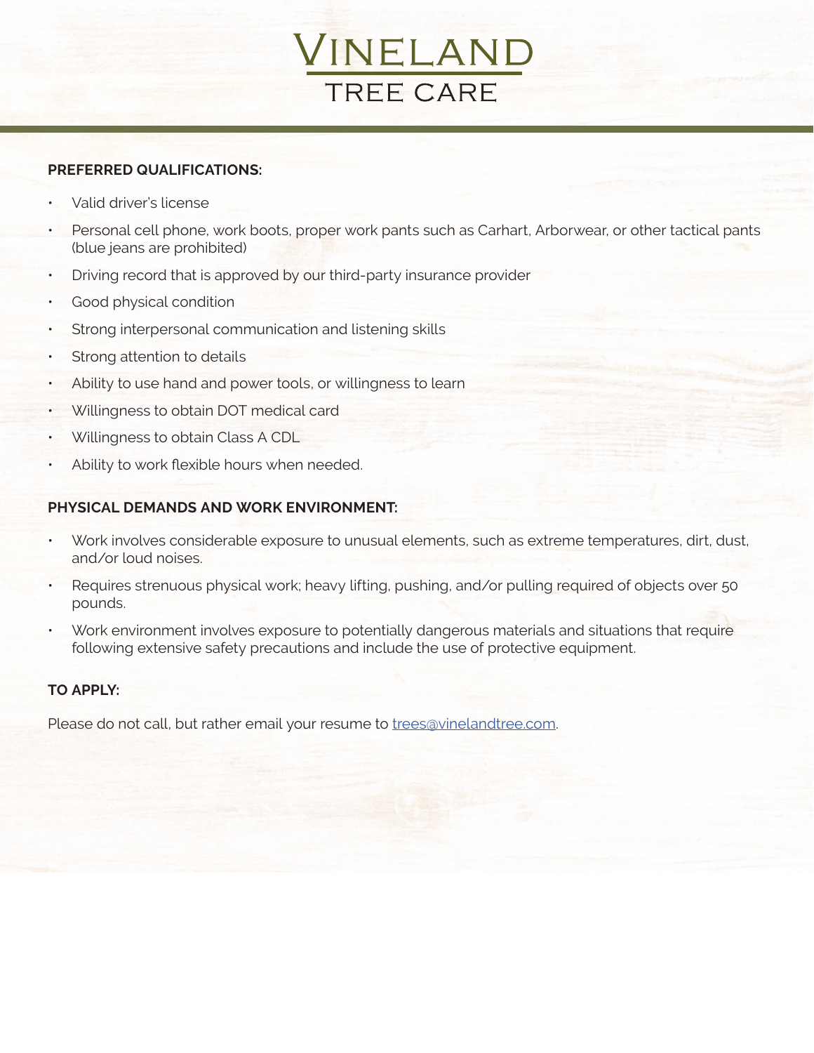## PREFERRED QUALIFICATIONS:

- Valid driver's license
- Personal cell phone, work boots, proper work pants such as Carhart, Arborwear, or other tactical pants (blue jeans are prohibited)
- Driving record that is approved by our third-party insurance provider
- Good physical condition
- Strong interpersonal communication and listening skills
- Strong attention to details
- Ability to use hand and power tools, or willingness to learn
- Willingness to obtain DOT medical card
- Willingness to obtain Class A CDL
- Ability to work flexible hours when needed.

## PHYSICAL DEMANDS AND WORK ENVIRONMENT:

- Work involves considerable exposure to unusual elements, such as extreme temperatures, dirt, dust, and/or loud noises.
- Requires strenuous physical work; heavy lifting, pushing, and/or pulling required of objects over 50 pounds.
- Work environment involves exposure to potentially dangerous materials and situations that require following extensive safety precautions and include the use of protective equipment.

## TO APPLY:

Please do not call, but rather email your resume to [trees@vinelandtree.com](mailto:trees@vinelandtree.com).